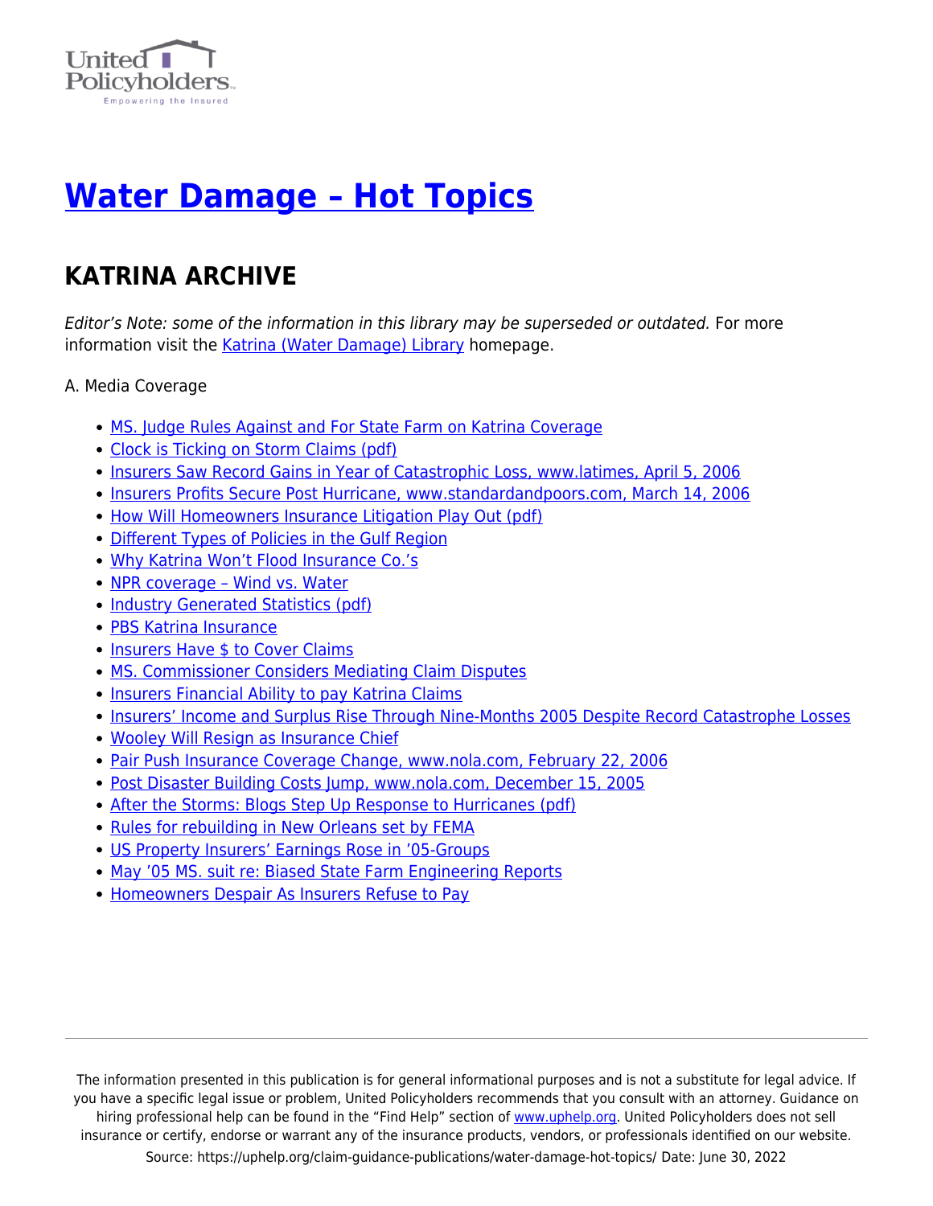# Water Damage – Hot Topics

## KATRINA ARCHIVE

*Editor's Note: some of the information in this library may be superseded or outdated.* For more information visit the Katrina (Water Damage) Library homepage.

A. Media Coverage

- MS. Judge Rules Against and For State Farm on Katrina Coverage
- Clock is Ticking on Storm Claims (pdf)
- Insurers Saw Record Gains in Year of Catastrophic Loss, www.latimes, April 5, 2006
- Insurers Profits Secure Post Hurricane, www.standardandpoors.com, March 14, 2006
- How Will Homeowners Insurance Litigation Play Out (pdf)
- Different Types of Policies in the Gulf Region
- Why Katrina Won't Flood Insurance Co.'s
- NPR coverage – Wind vs. Water
- Industry Generated Statistics (pdf)
- PBS Katrina Insurance
- Insurers Have $ to Cover Claims
- MS. Commissioner Considers Mediating Claim Disputes
- Insurers Financial Ability to pay Katrina Claims
- Insurers' Income and Surplus Rise Through Nine-Months 2005 Despite Record Catastrophe Losses
- Wooley Will Resign as Insurance Chief
- Pair Push Insurance Coverage Change, www.nola.com, February 22, 2006
- Post Disaster Building Costs Jump, www.nola.com, December 15, 2005
- After the Storms: Blogs Step Up Response to Hurricanes (pdf)
- Rules for rebuilding in New Orleans set by FEMA
- US Property Insurers' Earnings Rose in '05-Groups
- May '05 MS. suit re: Biased State Farm Engineering Reports
- Homeowners Despair As Insurers Refuse to Pay

The information presented in this publication is for general informational purposes and is not a substitute for legal advice. If you have a specific legal issue or problem, United Policyholders recommends that you consult with an attorney. Guidance on hiring professional help can be found in the "Find Help" section of www.uphelp.org. United Policyholders does not sell insurance or certify, endorse or warrant any of the insurance products, vendors, or professionals identified on our website.
Source: https://uphelp.org/claim-guidance-publications/water-damage-hot-topics/ Date: June 30, 2022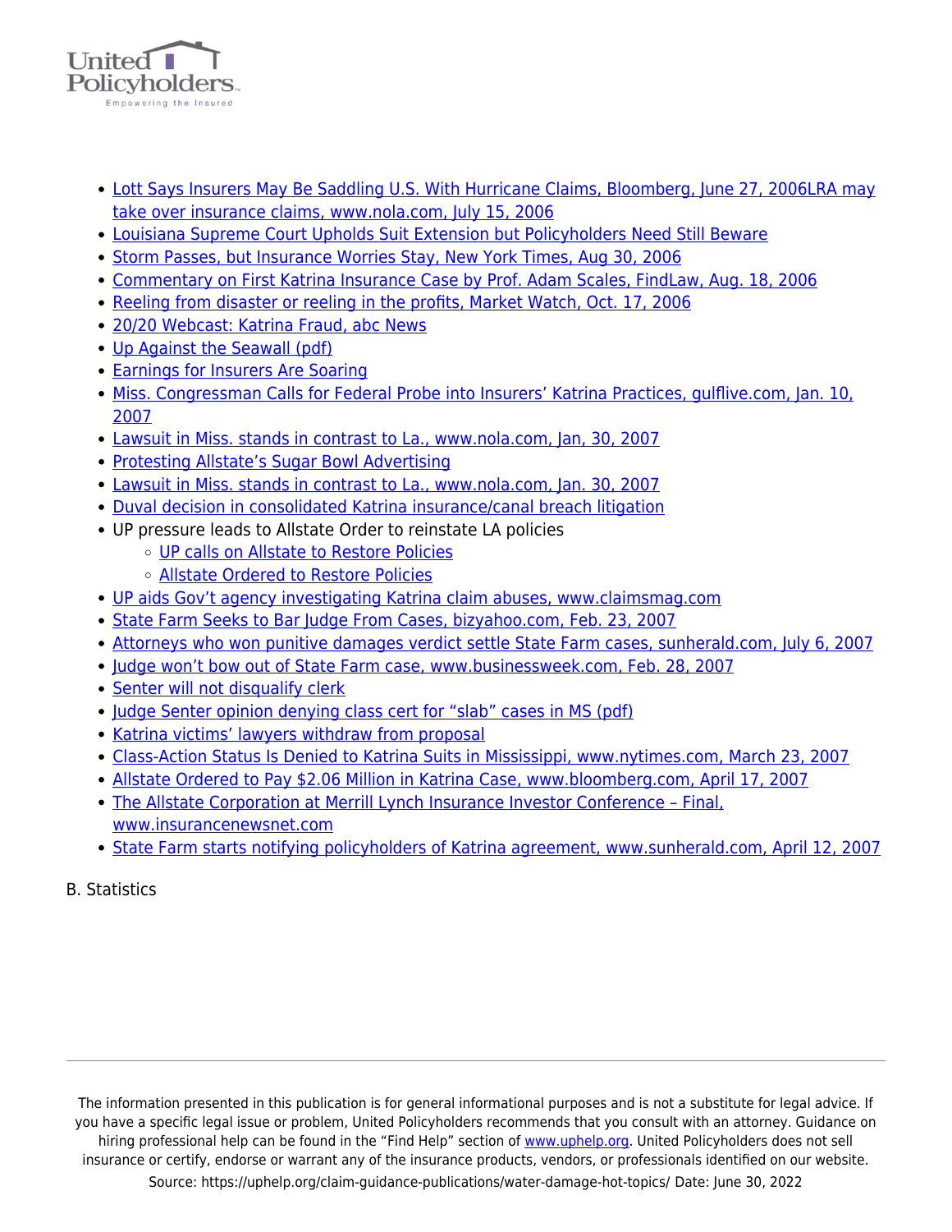- Lott Says Insurers May Be Saddling U.S. With Hurricane Claims, Bloomberg, June 27, 2006LRA may take over insurance claims, www.nola.com, July 15, 2006
- Louisiana Supreme Court Upholds Suit Extension but Policyholders Need Still Beware
- Storm Passes, but Insurance Worries Stay, New York Times, Aug 30, 2006
- Commentary on First Katrina Insurance Case by Prof. Adam Scales, FindLaw, Aug. 18, 2006
- Reeling from disaster or reeling in the profits, Market Watch, Oct. 17, 2006
- 20/20 Webcast: Katrina Fraud, abc News
- Up Against the Seawall (pdf)
- Earnings for Insurers Are Soaring
- Miss. Congressman Calls for Federal Probe into Insurers' Katrina Practices, gulflive.com, Jan. 10, 2007
- Lawsuit in Miss. stands in contrast to La., www.nola.com, Jan, 30, 2007
- Protesting Allstate's Sugar Bowl Advertising
- Lawsuit in Miss. stands in contrast to La., www.nola.com, Jan. 30, 2007
- Duval decision in consolidated Katrina insurance/canal breach litigation
- UP pressure leads to Allstate Order to reinstate LA policies
  - UP calls on Allstate to Restore Policies
  - Allstate Ordered to Restore Policies
- UP aids Gov't agency investigating Katrina claim abuses, www.claimsmag.com
- State Farm Seeks to Bar Judge From Cases, bizyahoo.com, Feb. 23, 2007
- Attorneys who won punitive damages verdict settle State Farm cases, sunherald.com, July 6, 2007
- Judge won't bow out of State Farm case, www.businessweek.com, Feb. 28, 2007
- Senter will not disqualify clerk
- Judge Senter opinion denying class cert for "slab" cases in MS (pdf)
- Katrina victims' lawyers withdraw from proposal
- Class-Action Status Is Denied to Katrina Suits in Mississippi, www.nytimes.com, March 23, 2007
- Allstate Ordered to Pay $2.06 Million in Katrina Case, www.bloomberg.com, April 17, 2007
- The Allstate Corporation at Merrill Lynch Insurance Investor Conference – Final, www.insurancenewsnet.com
- State Farm starts notifying policyholders of Katrina agreement, www.sunherald.com, April 12, 2007

B. Statistics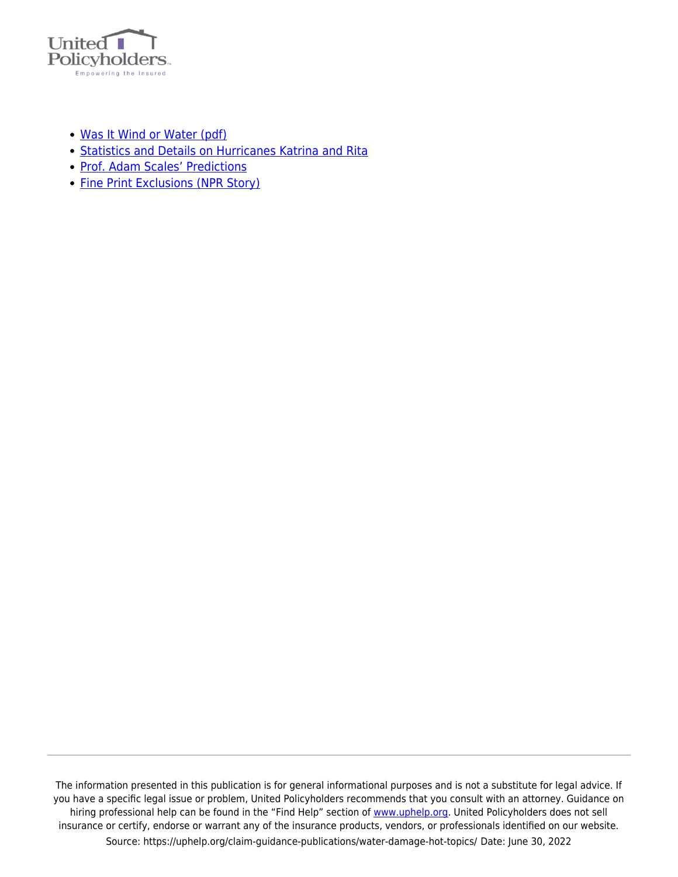- Was It Wind or Water (pdf)
- Statistics and Details on Hurricanes Katrina and Rita
- Prof. Adam Scales' Predictions
- Fine Print Exclusions (NPR Story)

The information presented in this publication is for general informational purposes and is not a substitute for legal advice. If you have a specific legal issue or problem, United Policyholders recommends that you consult with an attorney. Guidance on hiring professional help can be found in the "Find Help" section of www.uphelp.org. United Policyholders does not sell insurance or certify, endorse or warrant any of the insurance products, vendors, or professionals identified on our website.

Source: https://uphelp.org/claim-guidance-publications/water-damage-hot-topics/ Date: June 30, 2022